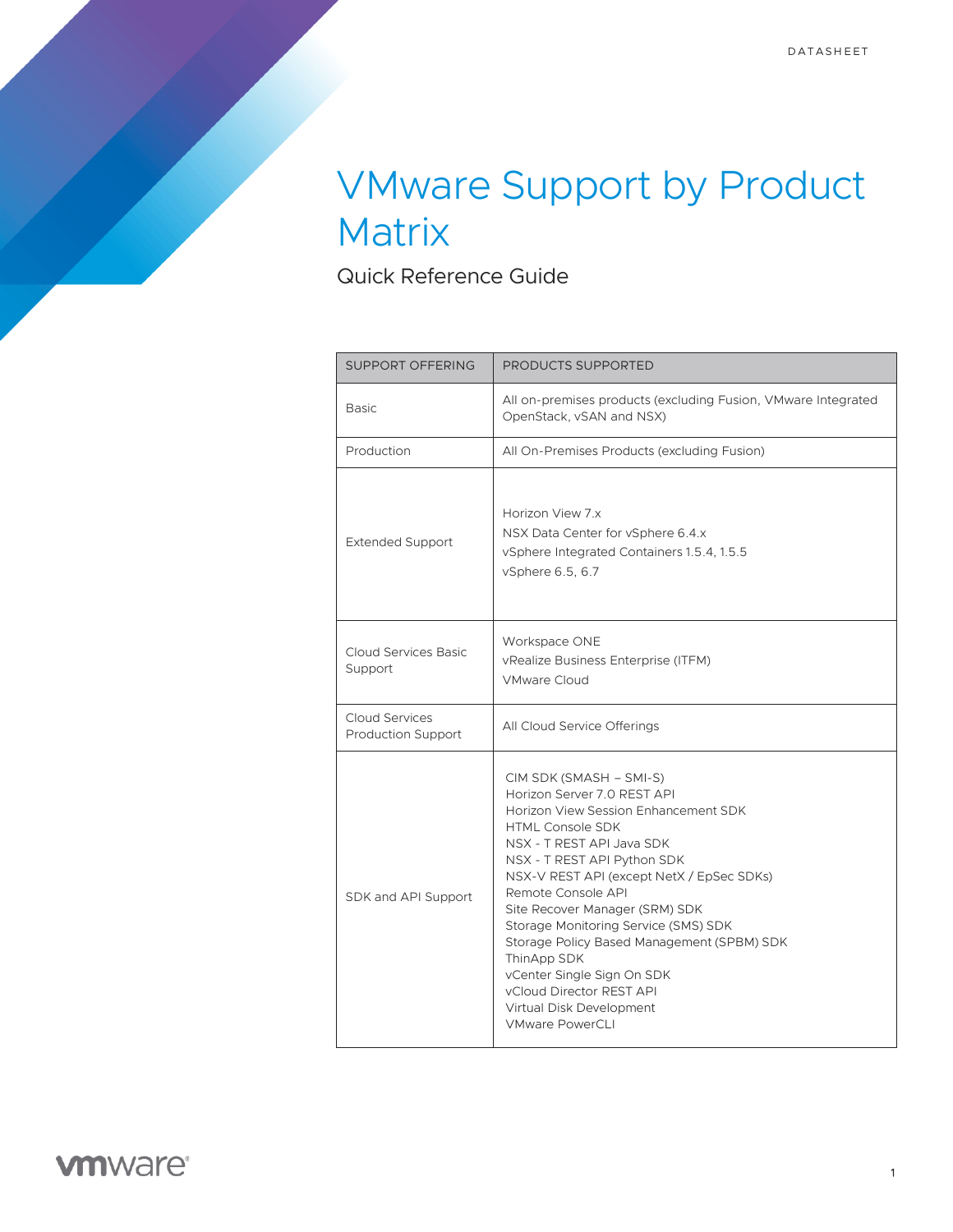DATASHEET

# VMware Support by Product Matrix

## Quick Reference Guide

| SUPPORT OFFERING | PRODUCTS SUPPORTED |
|---|---|
| Basic | All on-premises products (excluding Fusion, VMware Integrated OpenStack, vSAN and NSX) |
| Production | All On-Premises Products (excluding Fusion) |
| Extended Support | Horizon View 7.x<br>NSX Data Center for vSphere 6.4.x<br>vSphere Integrated Containers 1.5.4, 1.5.5<br>vSphere 6.5, 6.7 |
| Cloud Services Basic Support | Workspace ONE<br>vRealize Business Enterprise (ITFM)<br>VMware Cloud |
| Cloud Services Production Support | All Cloud Service Offerings |
| SDK and API Support | CIM SDK (SMASH – SMI-S)<br>Horizon Server 7.0 REST API<br>Horizon View Session Enhancement SDK<br>HTML Console SDK<br>NSX - T REST API Java SDK<br>NSX - T REST API Python SDK<br>NSX-V REST API (except NetX / EpSec SDKs)<br>Remote Console API<br>Site Recover Manager (SRM) SDK<br>Storage Monitoring Service (SMS) SDK<br>Storage Policy Based Management (SPBM) SDK<br>ThinApp SDK<br>vCenter Single Sign On SDK<br>vCloud Director REST API<br>Virtual Disk Development<br>VMware PowerCLI |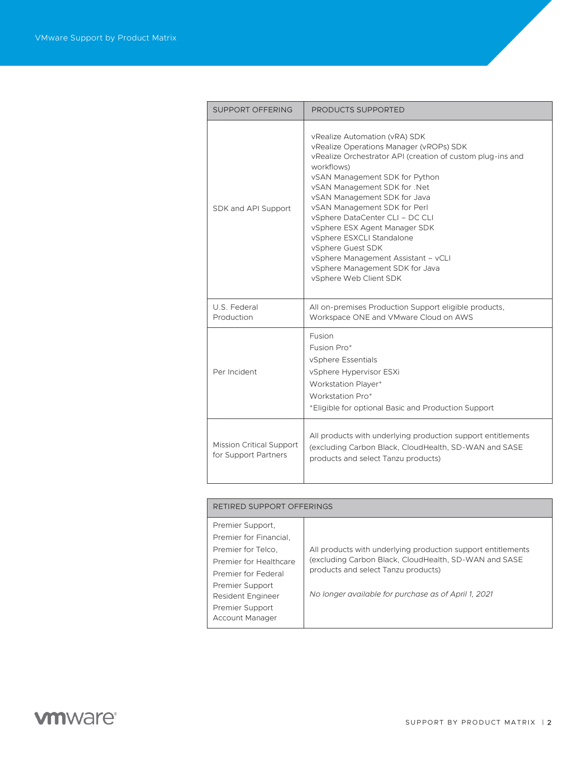| SUPPORT OFFERING | PRODUCTS SUPPORTED |
|---|---|
| SDK and API Support | vRealize Automation (vRA) SDK<br>vRealize Operations Manager (vROPs) SDK<br>vRealize Orchestrator API (creation of custom plug-ins and workflows)<br>vSAN Management SDK for Python<br>vSAN Management SDK for .Net<br>vSAN Management SDK for Java<br>vSAN Management SDK for Perl<br>vSphere DataCenter CLI – DC CLI<br>vSphere ESX Agent Manager SDK<br>vSphere ESXCLI Standalone<br>vSphere Guest SDK<br>vSphere Management Assistant – vCLI<br>vSphere Management SDK for Java<br>vSphere Web Client SDK |
| U.S. Federal Production | All on-premises Production Support eligible products, Workspace ONE and VMware Cloud on AWS |
| Per Incident | Fusion<br>Fusion Pro*<br>vSphere Essentials<br>vSphere Hypervisor ESXi<br>Workstation Player*<br>Workstation Pro*<br>*Eligible for optional Basic and Production Support |
| Mission Critical Support for Support Partners | All products with underlying production support entitlements (excluding Carbon Black, CloudHealth, SD-WAN and SASE products and select Tanzu products) |

| RETIRED SUPPORT OFFERINGS | |
|---|---|
| Premier Support,<br>Premier for Financial,<br>Premier for Telco,<br>Premier for Healthcare<br>Premier for Federal<br>Premier Support Resident Engineer<br>Premier Support Account Manager | All products with underlying production support entitlements (excluding Carbon Black, CloudHealth, SD-WAN and SASE products and select Tanzu products)<br><br>*No longer available for purchase as of April 1, 2021* |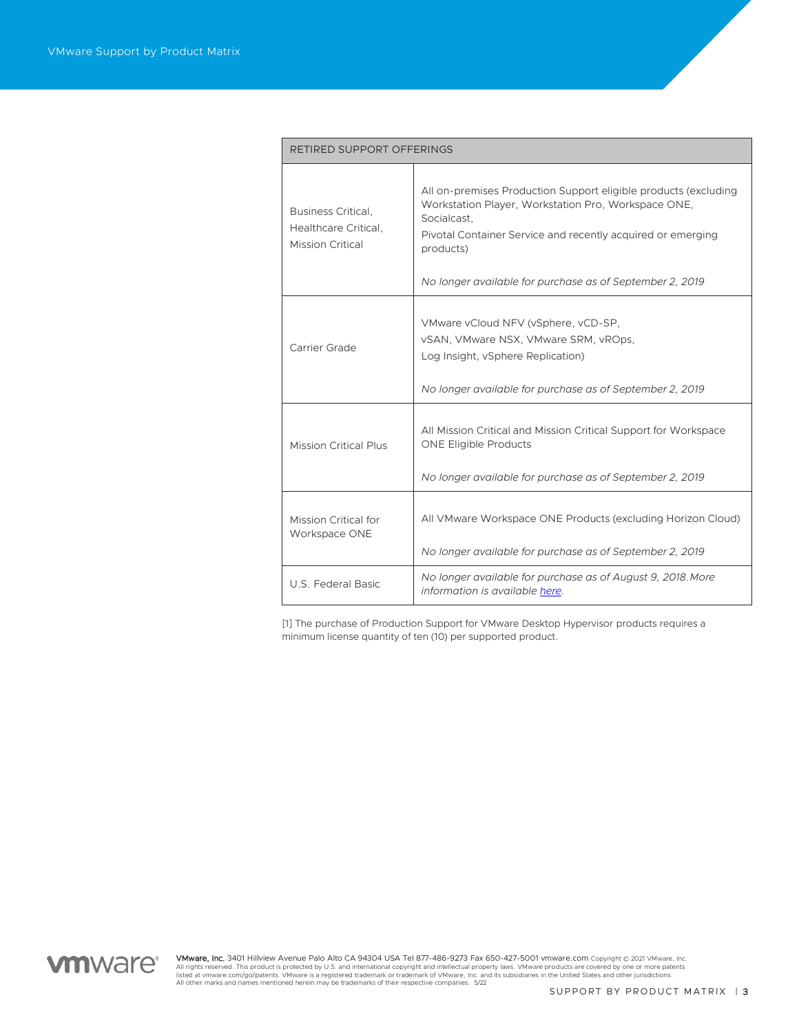| RETIRED SUPPORT OFFERINGS | |
|---|---|
| Business Critical, Healthcare Critical, Mission Critical | All on-premises Production Support eligible products (excluding Workstation Player, Workstation Pro, Workspace ONE, Socialcast, Pivotal Container Service and recently acquired or emerging products)<br><br>*No longer available for purchase as of September 2, 2019* |
| Carrier Grade | VMware vCloud NFV (vSphere, vCD-SP, vSAN, VMware NSX, VMware SRM, vROps, Log Insight, vSphere Replication)<br><br>*No longer available for purchase as of September 2, 2019* |
| Mission Critical Plus | All Mission Critical and Mission Critical Support for Workspace ONE Eligible Products<br><br>*No longer available for purchase as of September 2, 2019* |
| Mission Critical for Workspace ONE | All VMware Workspace ONE Products (excluding Horizon Cloud)<br><br>*No longer available for purchase as of September 2, 2019* |
| U.S. Federal Basic | *No longer available for purchase as of August 9, 2018. More information is available here.* |

[1] The purchase of Production Support for VMware Desktop Hypervisor products requires a minimum license quantity of ten (10) per supported product.

VMware, Inc. 3401 Hillview Avenue Palo Alto CA 94304 USA Tel 877-486-9273 Fax 650-427-5001 vmware.com Copyright © 2021 VMware, Inc. All rights reserved. This product is protected by U.S. and international copyright and intellectual property laws. VMware products are covered by one or more patents listed at vmware.com/go/patents. VMware is a registered trademark or trademark of VMware, Inc. and its subsidiaries in the United States and other jurisdictions. All other marks and names mentioned herein may be trademarks of their respective companies. 5/22